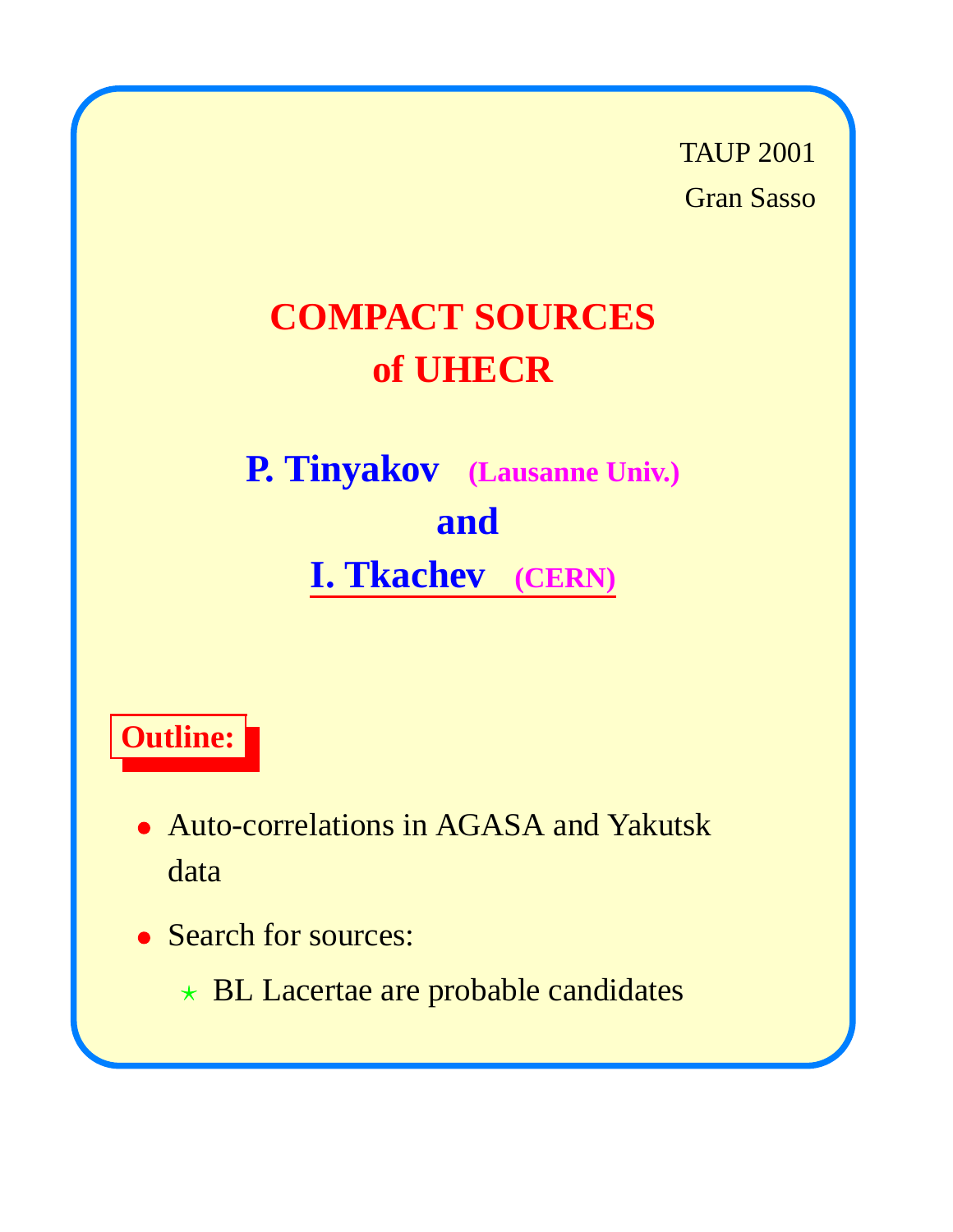TAUP 2001

Gran Sasso

# COMPACT SOURCES of UHECR

**P. Tinyakov** **(Lausanne Univ.)**

**and**

**I. Tkachev** **(CERN)**

**Outline:**

- Auto-correlations in AGASA and Yakutsk data
- Search for sources:
  - BL Lacertae are probable candidates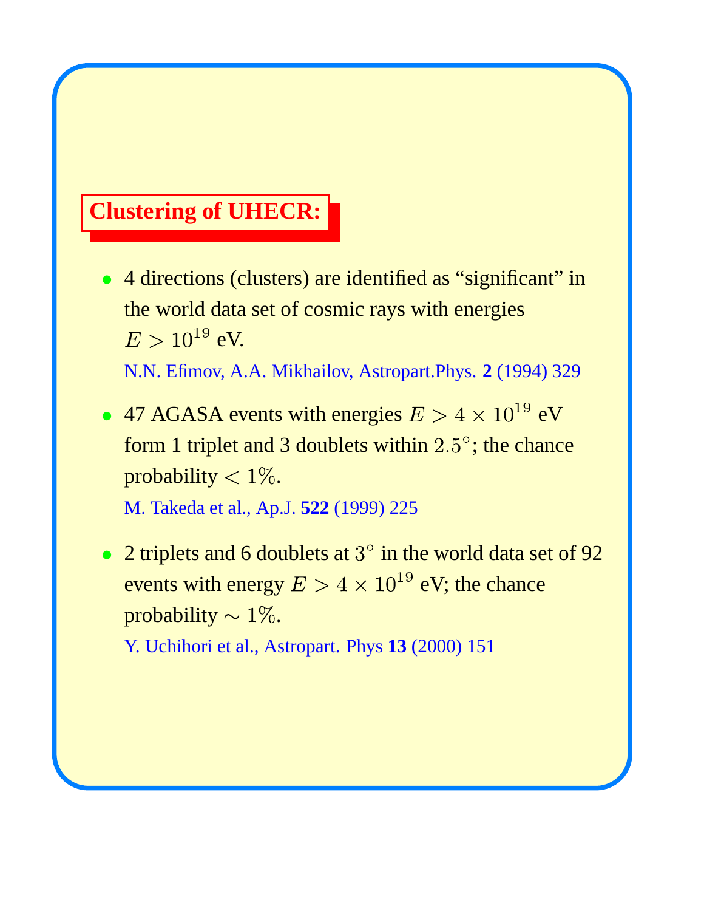## Clustering of UHECR:

- 4 directions (clusters) are identified as "significant" in the world data set of cosmic rays with energies $E > 10^{19}$ eV.

  N.N. Efimov, A.A. Mikhailov, Astropart.Phys. **2** (1994) 329

- 47 AGASA events with energies $E > 4 \times 10^{19}$ eV form 1 triplet and 3 doublets within $2.5^\circ$; the chance probability $< 1\%$.

  M. Takeda et al., Ap.J. **522** (1999) 225

- 2 triplets and 6 doublets at $3^\circ$ in the world data set of 92 events with energy $E > 4 \times 10^{19}$ eV; the chance probability $\sim 1\%$.

  Y. Uchihori et al., Astropart. Phys **13** (2000) 151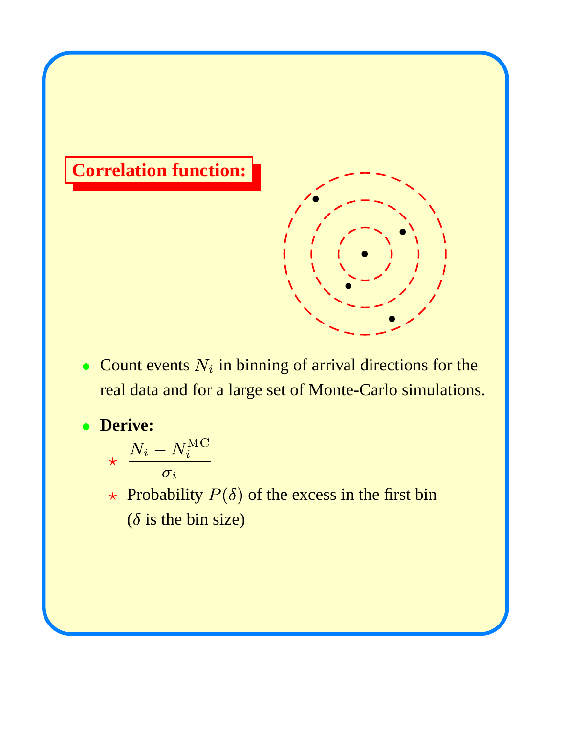## Correlation function:

- Count events $N_i$ in binning of arrival directions for the real data and for a large set of Monte-Carlo simulations.
- **Derive:**
  - $\dfrac{N_i - N_i^{\mathrm{MC}}}{\sigma_i}$
  - Probability $P(\delta)$ of the excess in the first bin ($\delta$ is the bin size)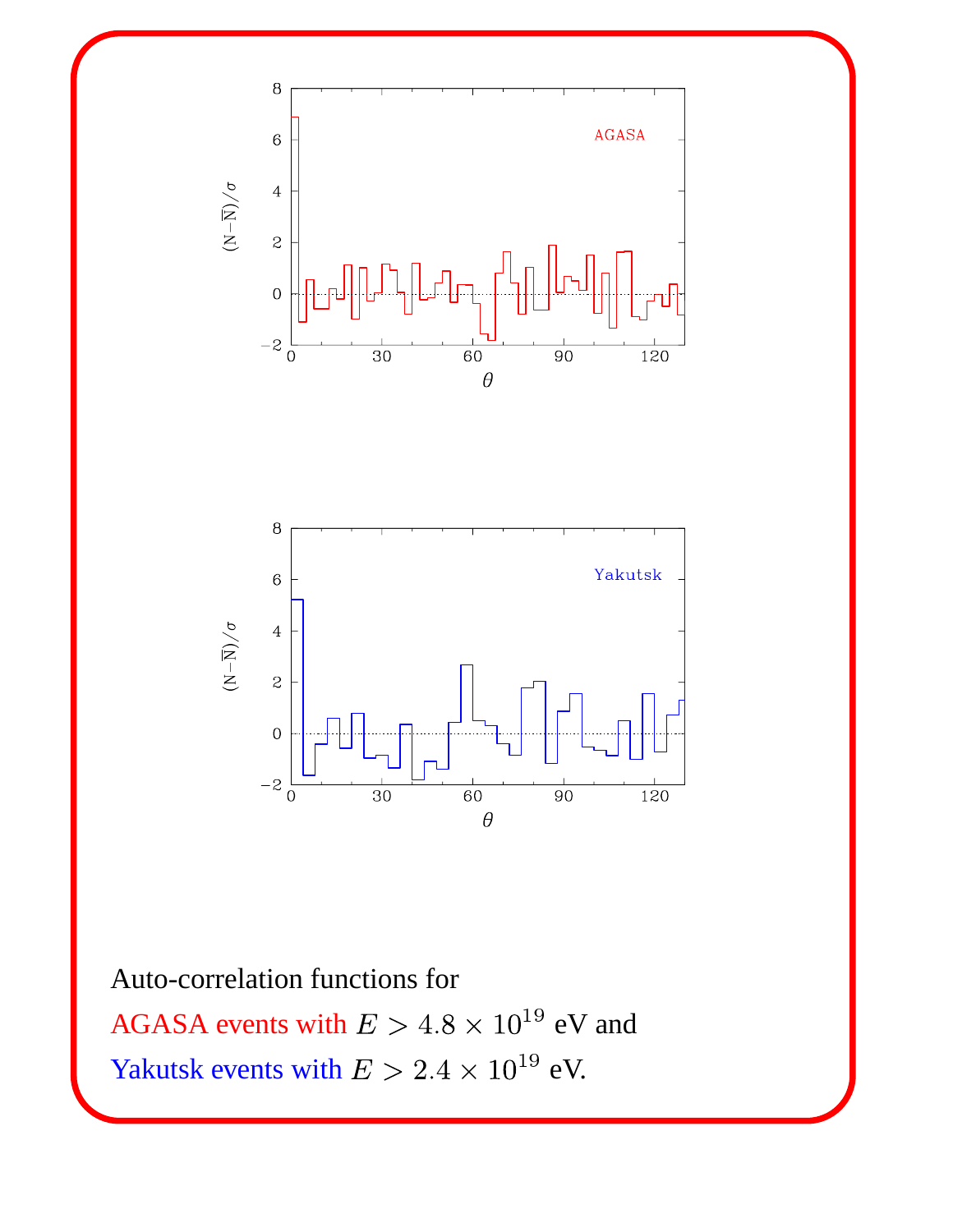Auto-correlation functions for

AGASA events with $E > 4.8 \times 10^{19}$ eV and

Yakutsk events with $E > 2.4 \times 10^{19}$ eV.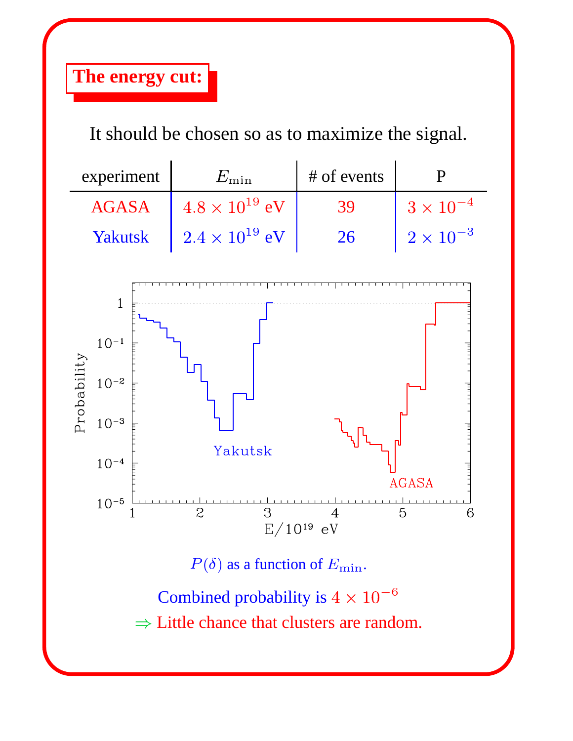## The energy cut:

It should be chosen so as to maximize the signal.

| experiment | $E_{\rm min}$ | # of events | P |
|---|---|---|---|
| AGASA | $4.8 \times 10^{19}$ eV | 39 | $3 \times 10^{-4}$ |
| Yakutsk | $2.4 \times 10^{19}$ eV | 26 | $2 \times 10^{-3}$ |

$P(\delta)$ as a function of $E_{\rm min}$.

Combined probability is $4 \times 10^{-6}$

$\Rightarrow$ Little chance that clusters are random.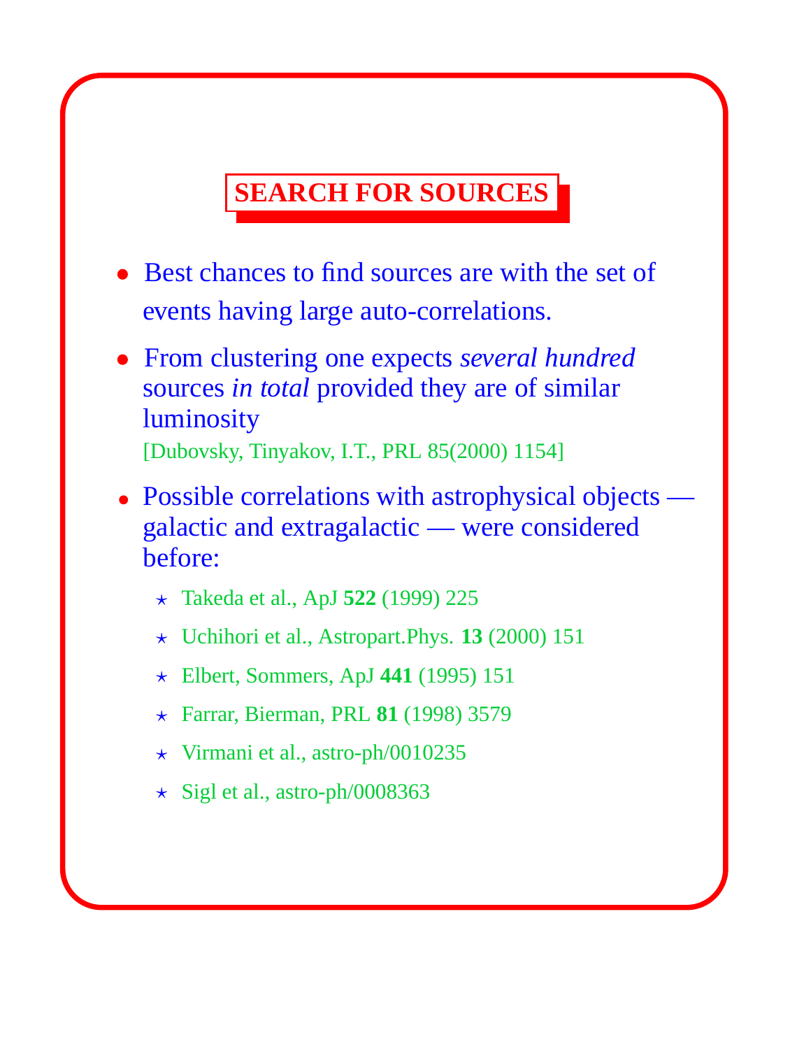## SEARCH FOR SOURCES

- Best chances to find sources are with the set of events having large auto-correlations.
- From clustering one expects *several hundred* sources *in total* provided they are of similar luminosity
  [Dubovsky, Tinyakov, I.T., PRL 85(2000) 1154]
- Possible correlations with astrophysical objects — galactic and extragalactic — were considered before:
  - ⋆ Takeda et al., ApJ **522** (1999) 225
  - ⋆ Uchihori et al., Astropart.Phys. **13** (2000) 151
  - ⋆ Elbert, Sommers, ApJ **441** (1995) 151
  - ⋆ Farrar, Bierman, PRL **81** (1998) 3579
  - ⋆ Virmani et al., astro-ph/0010235
  - ⋆ Sigl et al., astro-ph/0008363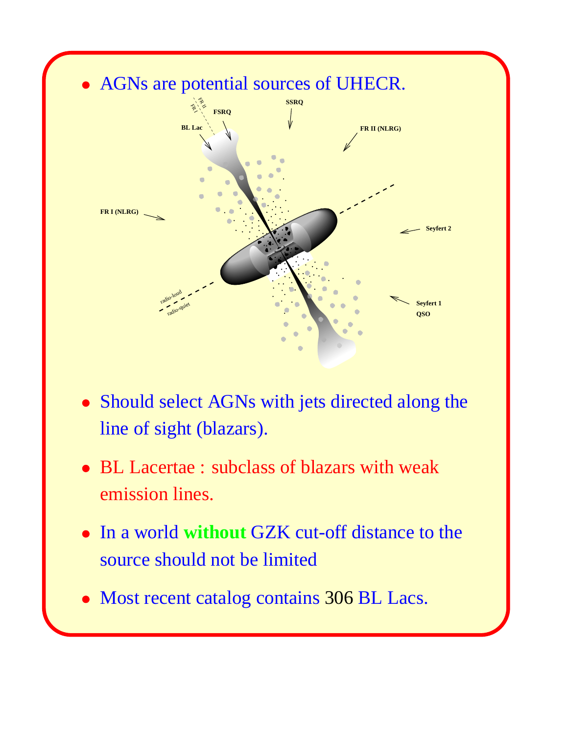- AGNs are potential sources of UHECR.

- Should select AGNs with jets directed along the line of sight (blazars).
- BL Lacertae : subclass of blazars with weak emission lines.
- In a world **without** GZK cut-off distance to the source should not be limited
- Most recent catalog contains 306 BL Lacs.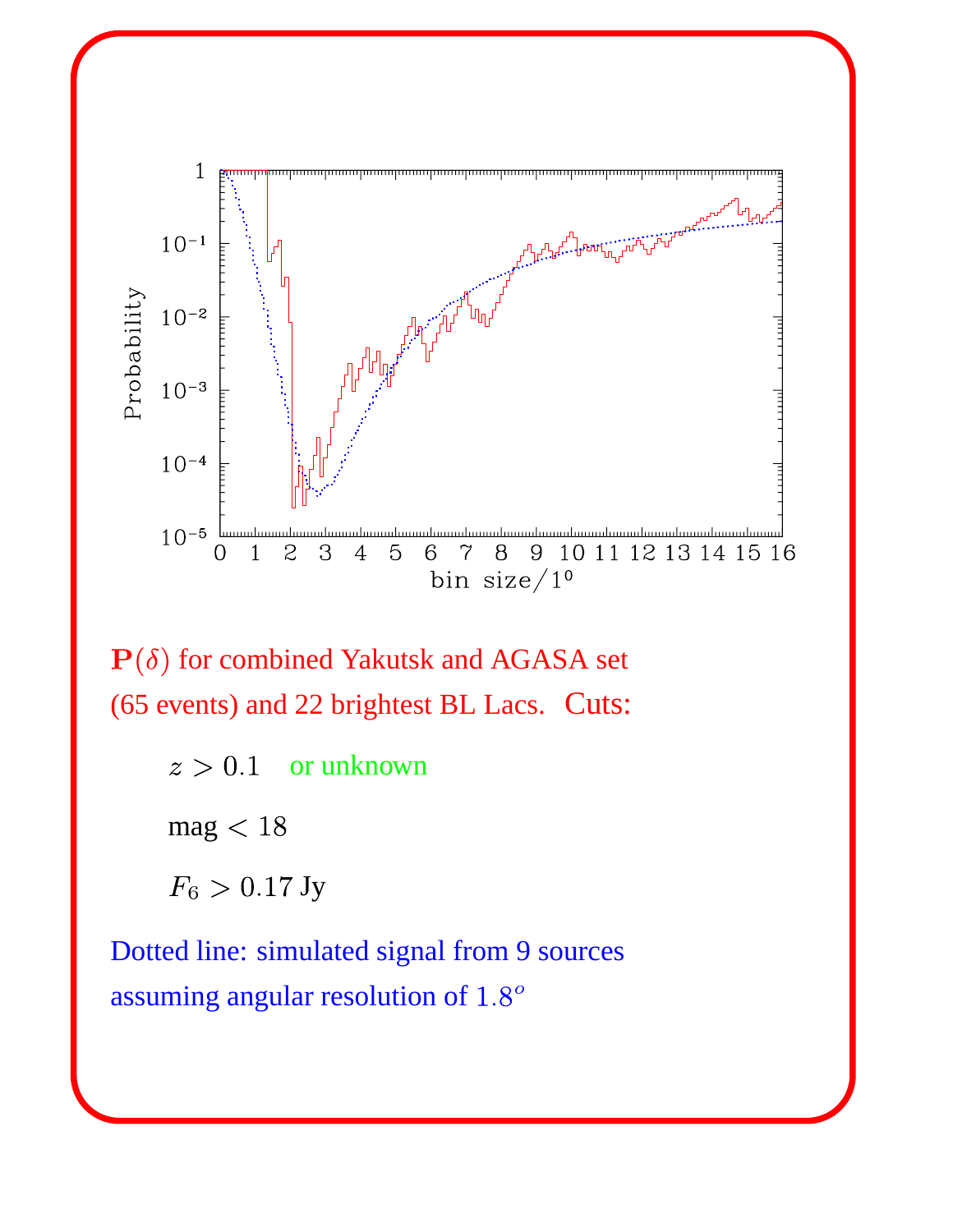$\mathbf{P}(\delta)$ for combined Yakutsk and AGASA set (65 events) and 22 brightest BL Lacs. Cuts:

$z > 0.1$ or unknown

mag $< 18$

$F_6 > 0.17$ Jy

Dotted line: simulated signal from 9 sources assuming angular resolution of $1.8^o$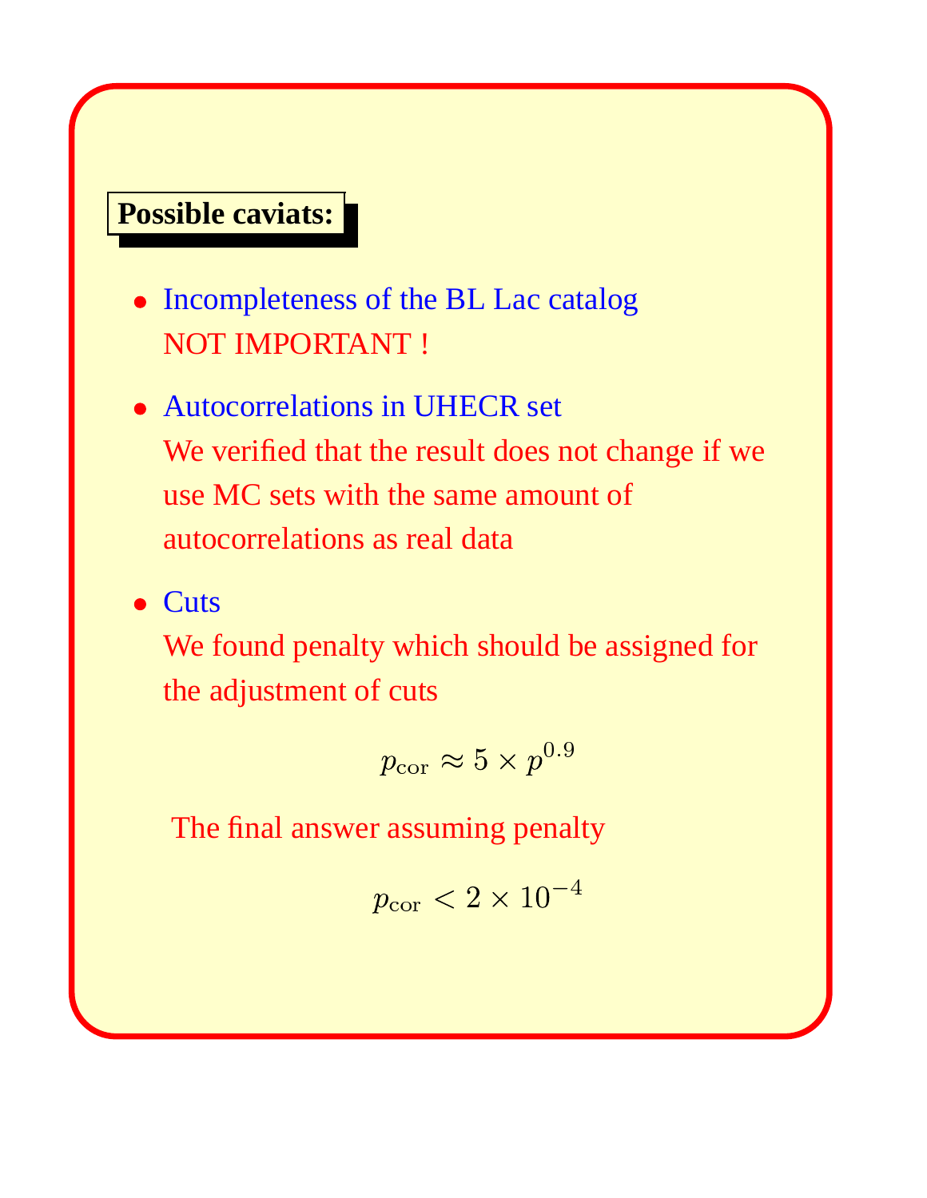**Possible caviats:**

- Incompleteness of the BL Lac catalog
  NOT IMPORTANT !

- Autocorrelations in UHECR set
  We verified that the result does not change if we use MC sets with the same amount of autocorrelations as real data

- Cuts
  We found penalty which should be assigned for the adjustment of cuts

$$p_{\rm cor} \approx 5 \times p^{0.9}$$

The final answer assuming penalty

$$p_{\rm cor} < 2 \times 10^{-4}$$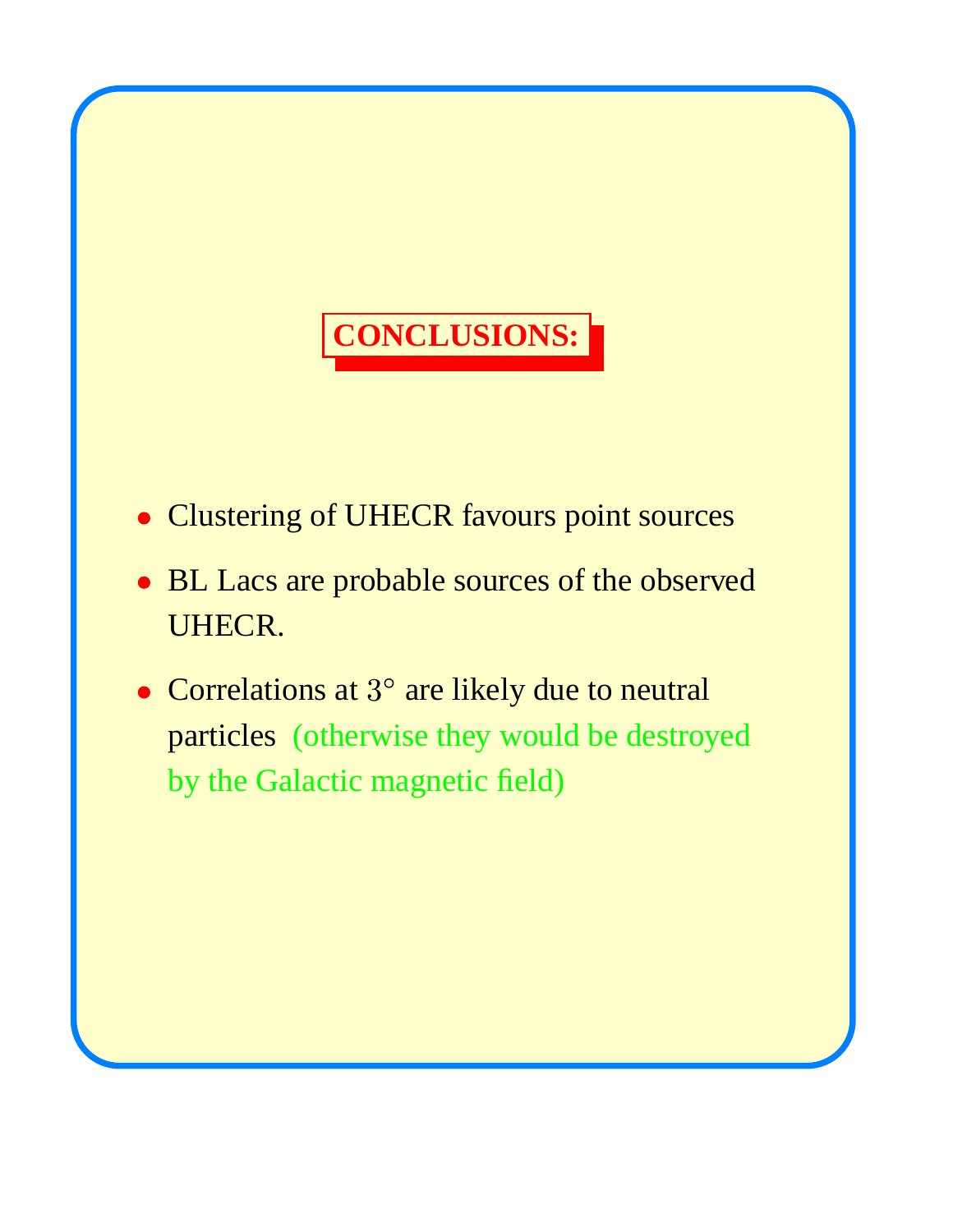## CONCLUSIONS:

- Clustering of UHECR favours point sources
- BL Lacs are probable sources of the observed UHECR.
- Correlations at $3^\circ$ are likely due to neutral particles (otherwise they would be destroyed by the Galactic magnetic field)